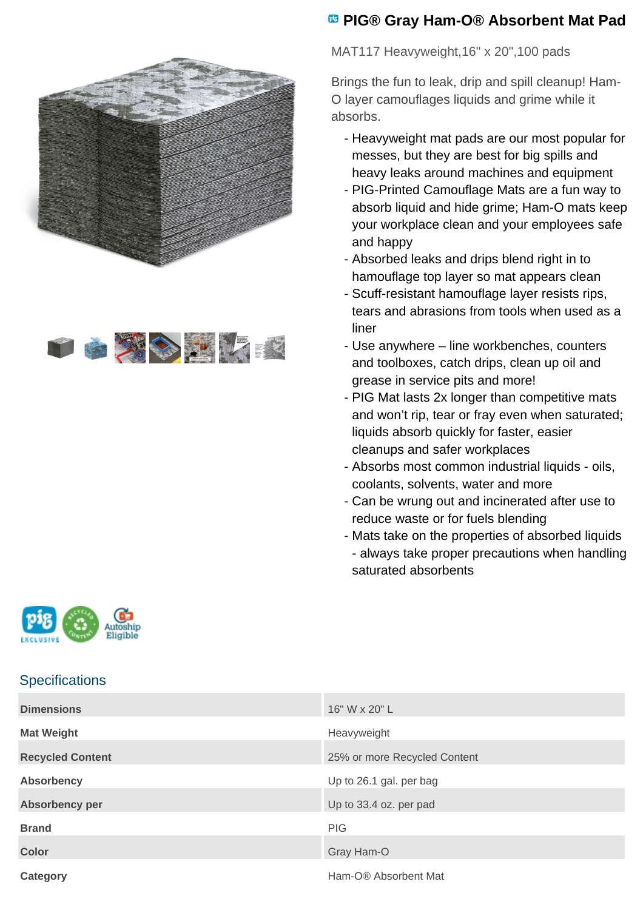# PIG® Gray Ham-O® Absorbent Mat Pad

MAT117 Heavyweight,16" x 20",100 pads

Brings the fun to leak, drip and spill cleanup! Ham-O layer camouflages liquids and grime while it absorbs.

- Heavyweight mat pads are our most popular for messes, but they are best for big spills and heavy leaks around machines and equipment
- PIG-Printed Camouflage Mats are a fun way to absorb liquid and hide grime; Ham-O mats keep your workplace clean and your employees safe and happy
- Absorbed leaks and drips blend right in to hamouflage top layer so mat appears clean
- Scuff-resistant hamouflage layer resists rips, tears and abrasions from tools when used as a liner
- Use anywhere – line workbenches, counters and toolboxes, catch drips, clean up oil and grease in service pits and more!
- PIG Mat lasts 2x longer than competitive mats and won't rip, tear or fray even when saturated; liquids absorb quickly for faster, easier cleanups and safer workplaces
- Absorbs most common industrial liquids - oils, coolants, solvents, water and more
- Can be wrung out and incinerated after use to reduce waste or for fuels blending
- Mats take on the properties of absorbed liquids - always take proper precautions when handling saturated absorbents

## Specifications

| | |
|---|---|
| **Dimensions** | 16" W x 20" L |
| **Mat Weight** | Heavyweight |
| **Recycled Content** | 25% or more Recycled Content |
| **Absorbency** | Up to 26.1 gal. per bag |
| **Absorbency per** | Up to 33.4 oz. per pad |
| **Brand** | PIG |
| **Color** | Gray Ham-O |
| **Category** | Ham-O® Absorbent Mat |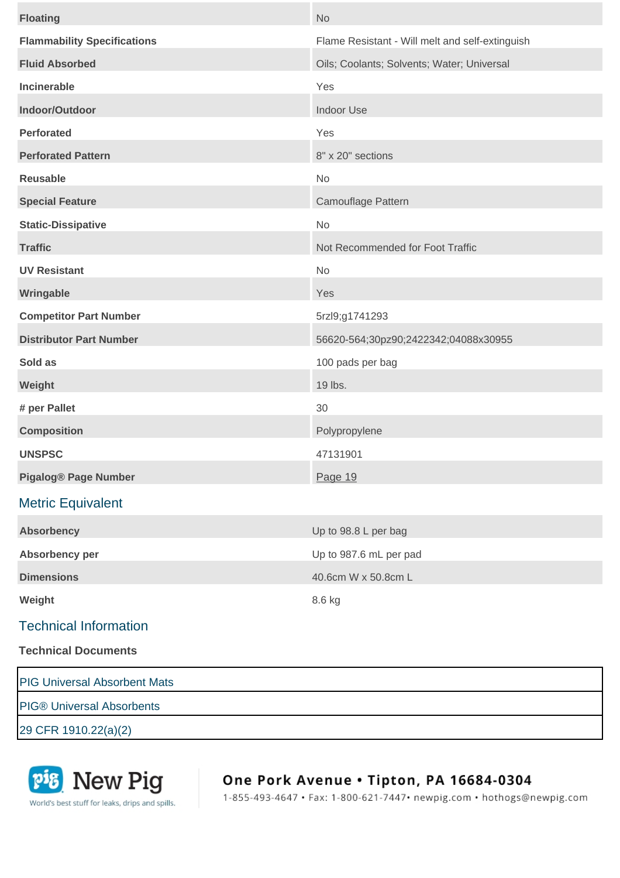| | |
|---|---|
| **Floating** | No |
| **Flammability Specifications** | Flame Resistant - Will melt and self-extinguish |
| **Fluid Absorbed** | Oils; Coolants; Solvents; Water; Universal |
| **Incinerable** | Yes |
| **Indoor/Outdoor** | Indoor Use |
| **Perforated** | Yes |
| **Perforated Pattern** | 8" x 20" sections |
| **Reusable** | No |
| **Special Feature** | Camouflage Pattern |
| **Static-Dissipative** | No |
| **Traffic** | Not Recommended for Foot Traffic |
| **UV Resistant** | No |
| **Wringable** | Yes |
| **Competitor Part Number** | 5rzl9;g1741293 |
| **Distributor Part Number** | 56620-564;30pz90;2422342;04088x30955 |
| **Sold as** | 100 pads per bag |
| **Weight** | 19 lbs. |
| **# per Pallet** | 30 |
| **Composition** | Polypropylene |
| **UNSPSC** | 47131901 |
| **Pigalog® Page Number** | Page 19 |

## Metric Equivalent

| | |
|---|---|
| **Absorbency** | Up to 98.8 L per bag |
| **Absorbency per** | Up to 987.6 mL per pad |
| **Dimensions** | 40.6cm W x 50.8cm L |
| **Weight** | 8.6 kg |

## Technical Information

**Technical Documents**

| |
|---|
| PIG Universal Absorbent Mats |
| PIG® Universal Absorbents |
| 29 CFR 1910.22(a)(2) |

New Pig
World's best stuff for leaks, drips and spills.

**One Pork Avenue • Tipton, PA 16684-0304**
1-855-493-4647 • Fax: 1-800-621-7447• newpig.com • hothogs@newpig.com